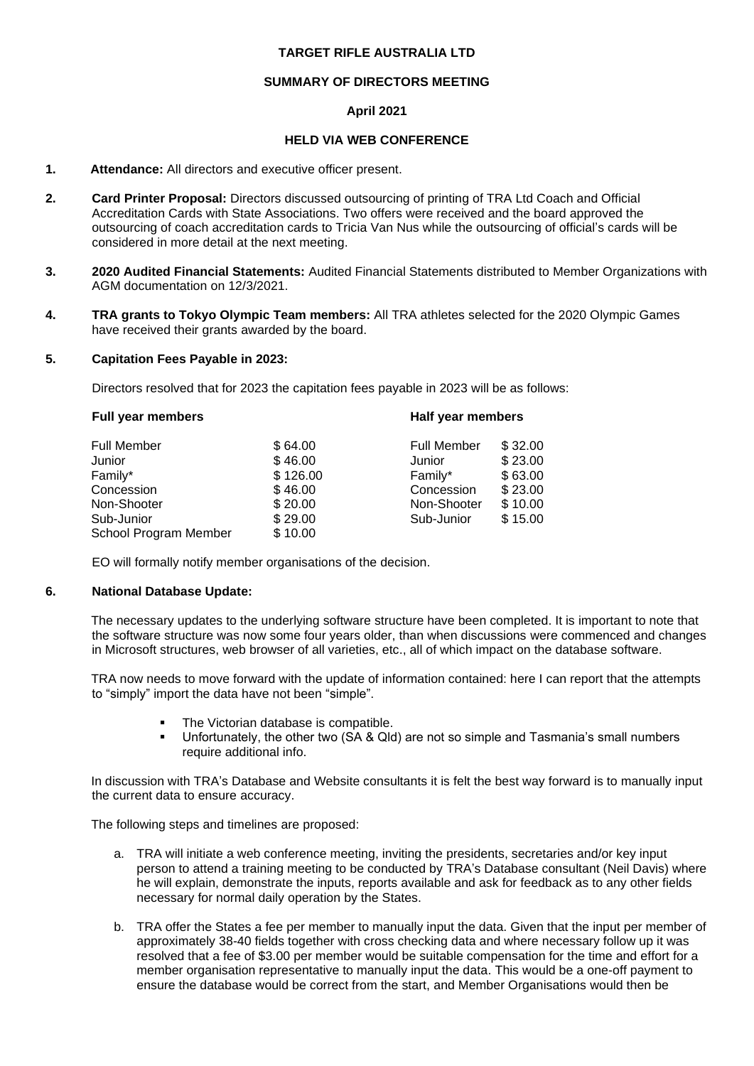# TARGET RIFLE AUSTRALIA LTD

## SUMMARY OF DIRECTORS MEETING

### April 2021

### HELD VIA WEB CONFERENCE

1. **Attendance:** All directors and executive officer present.

2. **Card Printer Proposal:** Directors discussed outsourcing of printing of TRA Ltd Coach and Official Accreditation Cards with State Associations. Two offers were received and the board approved the outsourcing of coach accreditation cards to Tricia Van Nus while the outsourcing of official's cards will be considered in more detail at the next meeting.

3. **2020 Audited Financial Statements:** Audited Financial Statements distributed to Member Organizations with AGM documentation on 12/3/2021.

4. **TRA grants to Tokyo Olympic Team members:** All TRA athletes selected for the 2020 Olympic Games have received their grants awarded by the board.

5. **Capitation Fees Payable in 2023:**

   Directors resolved that for 2023 the capitation fees payable in 2023 will be as follows:

| **Full year members** | | **Half year members** | |
|---|---|---|---|
| Full Member | $ 64.00 | Full Member | $ 32.00 |
| Junior | $ 46.00 | Junior | $ 23.00 |
| Family* | $ 126.00 | Family* | $ 63.00 |
| Concession | $ 46.00 | Concession | $ 23.00 |
| Non-Shooter | $ 20.00 | Non-Shooter | $ 10.00 |
| Sub-Junior | $ 29.00 | Sub-Junior | $ 15.00 |
| School Program Member | $ 10.00 | | |

   EO will formally notify member organisations of the decision.

6. **National Database Update:**

   The necessary updates to the underlying software structure have been completed. It is important to note that the software structure was now some four years older, than when discussions were commenced and changes in Microsoft structures, web browser of all varieties, etc., all of which impact on the database software.

   TRA now needs to move forward with the update of information contained: here I can report that the attempts to "simply" import the data have not been "simple".

   - The Victorian database is compatible.
   - Unfortunately, the other two (SA & Qld) are not so simple and Tasmania's small numbers require additional info.

   In discussion with TRA's Database and Website consultants it is felt the best way forward is to manually input the current data to ensure accuracy.

   The following steps and timelines are proposed:

   a. TRA will initiate a web conference meeting, inviting the presidents, secretaries and/or key input person to attend a training meeting to be conducted by TRA's Database consultant (Neil Davis) where he will explain, demonstrate the inputs, reports available and ask for feedback as to any other fields necessary for normal daily operation by the States.

   b. TRA offer the States a fee per member to manually input the data. Given that the input per member of approximately 38-40 fields together with cross checking data and where necessary follow up it was resolved that a fee of $3.00 per member would be suitable compensation for the time and effort for a member organisation representative to manually input the data. This would be a one-off payment to ensure the database would be correct from the start, and Member Organisations would then be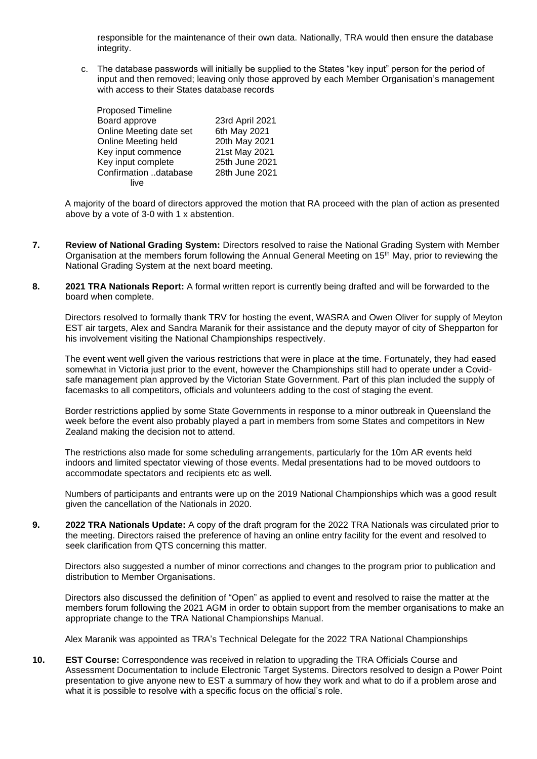responsible for the maintenance of their own data. Nationally, TRA would then ensure the database integrity.

c. The database passwords will initially be supplied to the States "key input" person for the period of input and then removed; leaving only those approved by each Member Organisation's management with access to their States database records

| Proposed Timeline | |
|---|---|
| Board approve | 23rd April 2021 |
| Online Meeting date set | 6th May 2021 |
| Online Meeting held | 20th May 2021 |
| Key input commence | 21st May 2021 |
| Key input complete | 25th June 2021 |
| Confirmation ..database live | 28th June 2021 |

A majority of the board of directors approved the motion that RA proceed with the plan of action as presented above by a vote of 3-0 with 1 x abstention.

**7. Review of National Grading System:** Directors resolved to raise the National Grading System with Member Organisation at the members forum following the Annual General Meeting on 15th May, prior to reviewing the National Grading System at the next board meeting.

**8. 2021 TRA Nationals Report:** A formal written report is currently being drafted and will be forwarded to the board when complete.

Directors resolved to formally thank TRV for hosting the event, WASRA and Owen Oliver for supply of Meyton EST air targets, Alex and Sandra Maranik for their assistance and the deputy mayor of city of Shepparton for his involvement visiting the National Championships respectively.

The event went well given the various restrictions that were in place at the time. Fortunately, they had eased somewhat in Victoria just prior to the event, however the Championships still had to operate under a Covid-safe management plan approved by the Victorian State Government. Part of this plan included the supply of facemasks to all competitors, officials and volunteers adding to the cost of staging the event.

Border restrictions applied by some State Governments in response to a minor outbreak in Queensland the week before the event also probably played a part in members from some States and competitors in New Zealand making the decision not to attend.

The restrictions also made for some scheduling arrangements, particularly for the 10m AR events held indoors and limited spectator viewing of those events. Medal presentations had to be moved outdoors to accommodate spectators and recipients etc as well.

Numbers of participants and entrants were up on the 2019 National Championships which was a good result given the cancellation of the Nationals in 2020.

**9. 2022 TRA Nationals Update:** A copy of the draft program for the 2022 TRA Nationals was circulated prior to the meeting. Directors raised the preference of having an online entry facility for the event and resolved to seek clarification from QTS concerning this matter.

Directors also suggested a number of minor corrections and changes to the program prior to publication and distribution to Member Organisations.

Directors also discussed the definition of "Open" as applied to event and resolved to raise the matter at the members forum following the 2021 AGM in order to obtain support from the member organisations to make an appropriate change to the TRA National Championships Manual.

Alex Maranik was appointed as TRA's Technical Delegate for the 2022 TRA National Championships

**10. EST Course:** Correspondence was received in relation to upgrading the TRA Officials Course and Assessment Documentation to include Electronic Target Systems. Directors resolved to design a Power Point presentation to give anyone new to EST a summary of how they work and what to do if a problem arose and what it is possible to resolve with a specific focus on the official's role.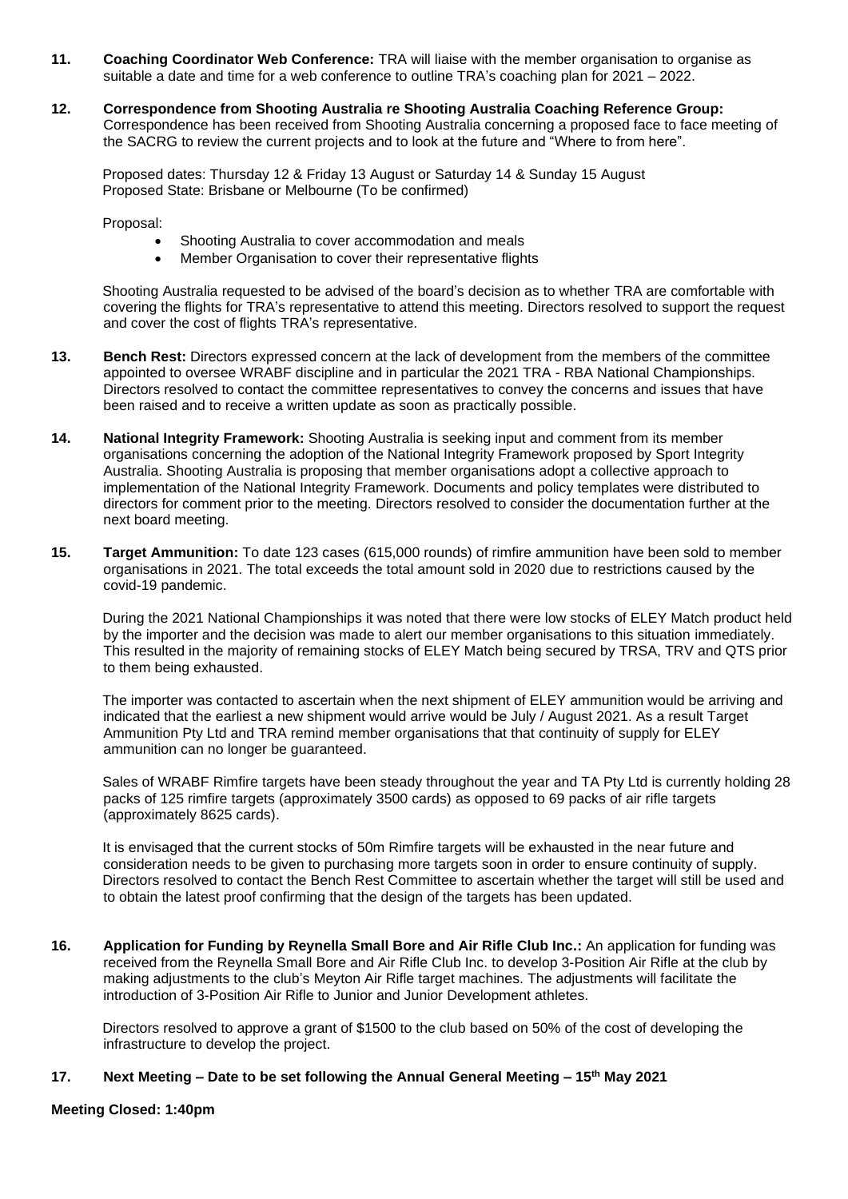**11. Coaching Coordinator Web Conference:** TRA will liaise with the member organisation to organise as suitable a date and time for a web conference to outline TRA's coaching plan for 2021 – 2022.

**12. Correspondence from Shooting Australia re Shooting Australia Coaching Reference Group:** Correspondence has been received from Shooting Australia concerning a proposed face to face meeting of the SACRG to review the current projects and to look at the future and "Where to from here".

Proposed dates: Thursday 12 & Friday 13 August or Saturday 14 & Sunday 15 August
Proposed State: Brisbane or Melbourne (To be confirmed)

Proposal:

- Shooting Australia to cover accommodation and meals
- Member Organisation to cover their representative flights

Shooting Australia requested to be advised of the board's decision as to whether TRA are comfortable with covering the flights for TRA's representative to attend this meeting. Directors resolved to support the request and cover the cost of flights TRA's representative.

**13. Bench Rest:** Directors expressed concern at the lack of development from the members of the committee appointed to oversee WRABF discipline and in particular the 2021 TRA - RBA National Championships. Directors resolved to contact the committee representatives to convey the concerns and issues that have been raised and to receive a written update as soon as practically possible.

**14. National Integrity Framework:** Shooting Australia is seeking input and comment from its member organisations concerning the adoption of the National Integrity Framework proposed by Sport Integrity Australia. Shooting Australia is proposing that member organisations adopt a collective approach to implementation of the National Integrity Framework. Documents and policy templates were distributed to directors for comment prior to the meeting. Directors resolved to consider the documentation further at the next board meeting.

**15. Target Ammunition:** To date 123 cases (615,000 rounds) of rimfire ammunition have been sold to member organisations in 2021. The total exceeds the total amount sold in 2020 due to restrictions caused by the covid-19 pandemic.

During the 2021 National Championships it was noted that there were low stocks of ELEY Match product held by the importer and the decision was made to alert our member organisations to this situation immediately. This resulted in the majority of remaining stocks of ELEY Match being secured by TRSA, TRV and QTS prior to them being exhausted.

The importer was contacted to ascertain when the next shipment of ELEY ammunition would be arriving and indicated that the earliest a new shipment would arrive would be July / August 2021. As a result Target Ammunition Pty Ltd and TRA remind member organisations that that continuity of supply for ELEY ammunition can no longer be guaranteed.

Sales of WRABF Rimfire targets have been steady throughout the year and TA Pty Ltd is currently holding 28 packs of 125 rimfire targets (approximately 3500 cards) as opposed to 69 packs of air rifle targets (approximately 8625 cards).

It is envisaged that the current stocks of 50m Rimfire targets will be exhausted in the near future and consideration needs to be given to purchasing more targets soon in order to ensure continuity of supply. Directors resolved to contact the Bench Rest Committee to ascertain whether the target will still be used and to obtain the latest proof confirming that the design of the targets has been updated.

**16. Application for Funding by Reynella Small Bore and Air Rifle Club Inc.:** An application for funding was received from the Reynella Small Bore and Air Rifle Club Inc. to develop 3-Position Air Rifle at the club by making adjustments to the club's Meyton Air Rifle target machines. The adjustments will facilitate the introduction of 3-Position Air Rifle to Junior and Junior Development athletes.

Directors resolved to approve a grant of $1500 to the club based on 50% of the cost of developing the infrastructure to develop the project.

**17. Next Meeting – Date to be set following the Annual General Meeting – 15th May 2021**

**Meeting Closed: 1:40pm**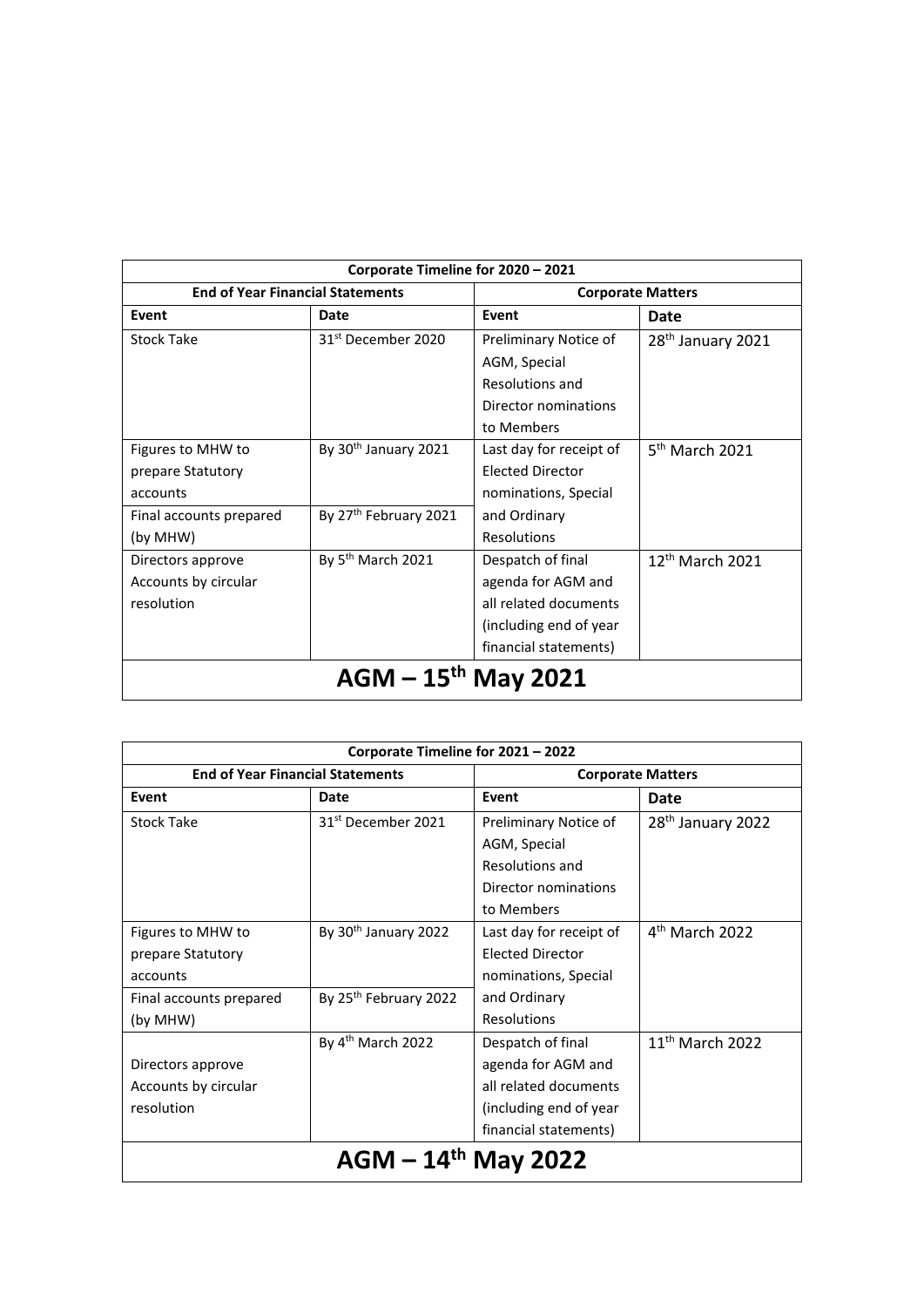| Corporate Timeline for 2020 – 2021 | | | |
|---|---|---|---|
| **End of Year Financial Statements** | | **Corporate Matters** | |
| **Event** | **Date** | **Event** | **Date** |
| Stock Take | 31st December 2020 | Preliminary Notice of AGM, Special Resolutions and Director nominations to Members | 28th January 2021 |
| Figures to MHW to prepare Statutory accounts | By 30th January 2021 | Last day for receipt of Elected Director nominations, Special and Ordinary Resolutions | 5th March 2021 |
| Final accounts prepared (by MHW) | By 27th February 2021 | | |
| Directors approve Accounts by circular resolution | By 5th March 2021 | Despatch of final agenda for AGM and all related documents (including end of year financial statements) | 12th March 2021 |
| **AGM – 15th May 2021** | | | |

| Corporate Timeline for 2021 – 2022 | | | |
|---|---|---|---|
| **End of Year Financial Statements** | | **Corporate Matters** | |
| **Event** | **Date** | **Event** | **Date** |
| Stock Take | 31st December 2021 | Preliminary Notice of AGM, Special Resolutions and Director nominations to Members | 28th January 2022 |
| Figures to MHW to prepare Statutory accounts | By 30th January 2022 | Last day for receipt of Elected Director nominations, Special and Ordinary Resolutions | 4th March 2022 |
| Final accounts prepared (by MHW) | By 25th February 2022 | | |
| Directors approve Accounts by circular resolution | By 4th March 2022 | Despatch of final agenda for AGM and all related documents (including end of year financial statements) | 11th March 2022 |
| **AGM – 14th May 2022** | | | |